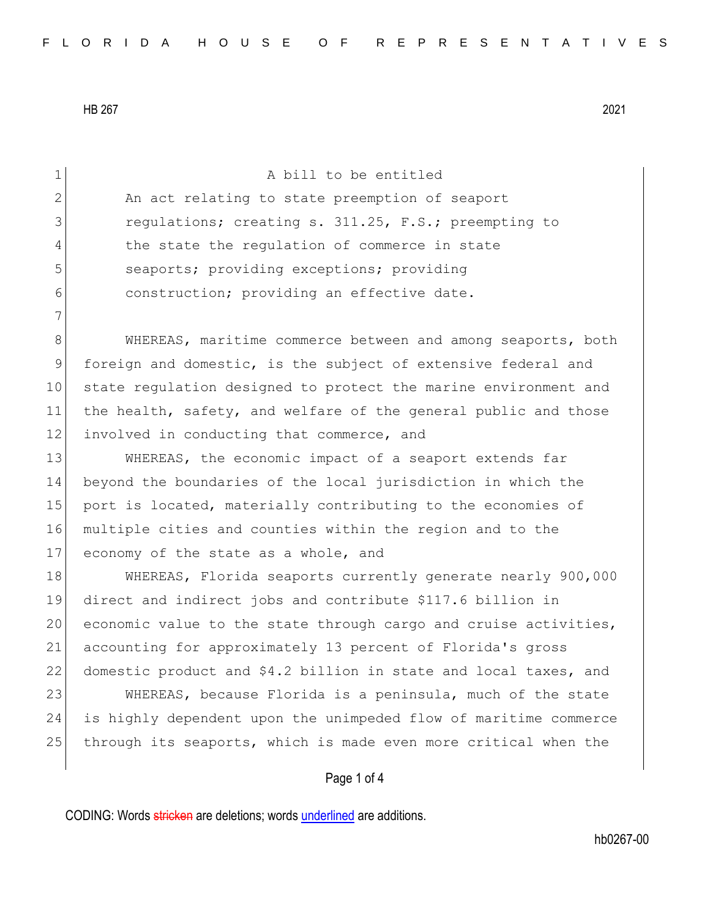HB 267 2021

A bill to be entitled

An act relating to state preemption of seaport regulations; creating s. 311.25, F.S.; preempting to the state the regulation of commerce in state seaports; providing exceptions; providing construction; providing an effective date.

WHEREAS, maritime commerce between and among seaports, both foreign and domestic, is the subject of extensive federal and state regulation designed to protect the marine environment and the health, safety, and welfare of the general public and those involved in conducting that commerce, and

WHEREAS, the economic impact of a seaport extends far beyond the boundaries of the local jurisdiction in which the port is located, materially contributing to the economies of multiple cities and counties within the region and to the economy of the state as a whole, and

WHEREAS, Florida seaports currently generate nearly 900,000 direct and indirect jobs and contribute $117.6 billion in economic value to the state through cargo and cruise activities, accounting for approximately 13 percent of Florida's gross domestic product and $4.2 billion in state and local taxes, and

WHEREAS, because Florida is a peninsula, much of the state is highly dependent upon the unimpeded flow of maritime commerce through its seaports, which is made even more critical when the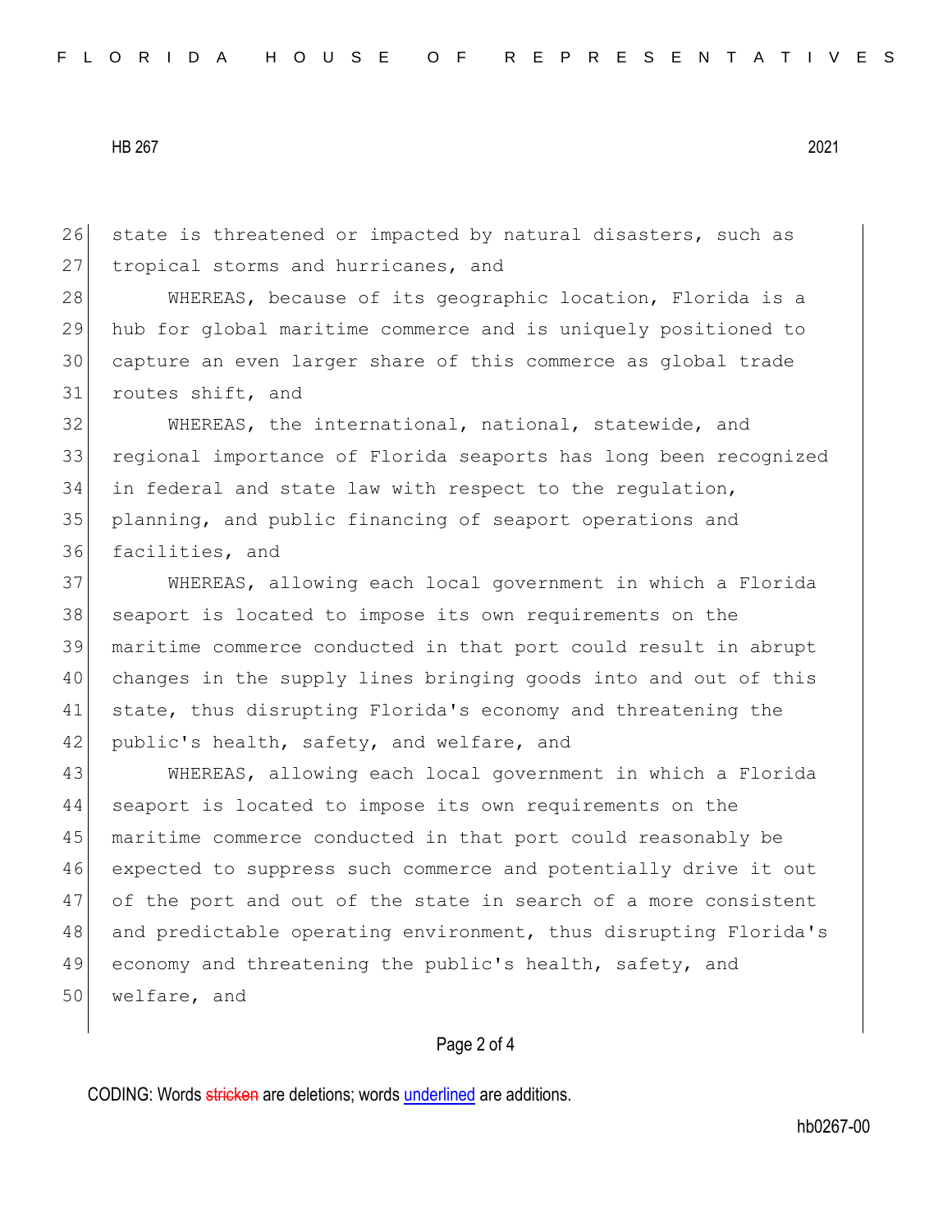state is threatened or impacted by natural disasters, such as tropical storms and hurricanes, and

WHEREAS, because of its geographic location, Florida is a hub for global maritime commerce and is uniquely positioned to capture an even larger share of this commerce as global trade routes shift, and

WHEREAS, the international, national, statewide, and regional importance of Florida seaports has long been recognized in federal and state law with respect to the regulation, planning, and public financing of seaport operations and facilities, and

WHEREAS, allowing each local government in which a Florida seaport is located to impose its own requirements on the maritime commerce conducted in that port could result in abrupt changes in the supply lines bringing goods into and out of this state, thus disrupting Florida's economy and threatening the public's health, safety, and welfare, and

WHEREAS, allowing each local government in which a Florida seaport is located to impose its own requirements on the maritime commerce conducted in that port could reasonably be expected to suppress such commerce and potentially drive it out of the port and out of the state in search of a more consistent and predictable operating environment, thus disrupting Florida's economy and threatening the public's health, safety, and welfare, and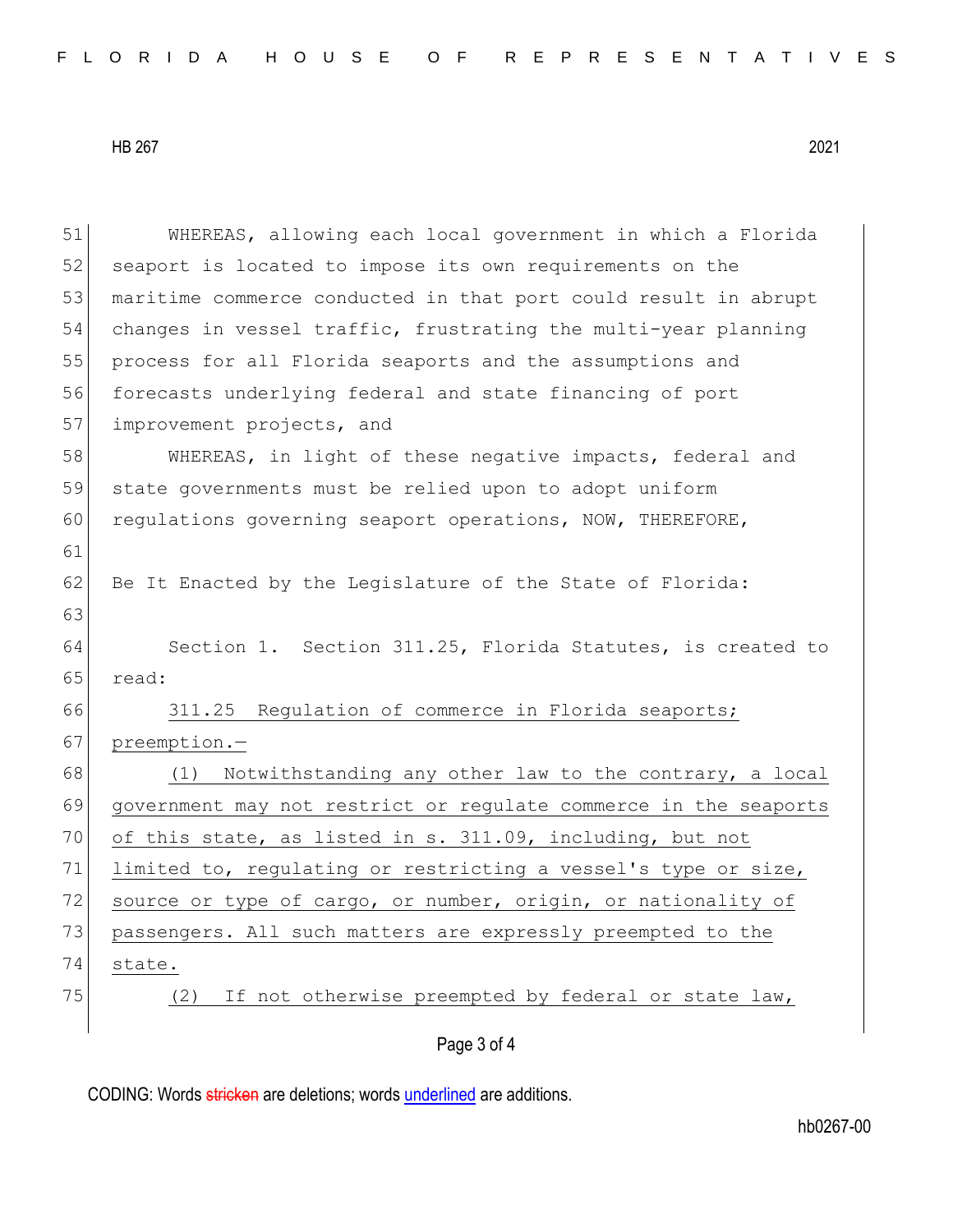WHEREAS, allowing each local government in which a Florida seaport is located to impose its own requirements on the maritime commerce conducted in that port could result in abrupt changes in vessel traffic, frustrating the multi-year planning process for all Florida seaports and the assumptions and forecasts underlying federal and state financing of port improvement projects, and

WHEREAS, in light of these negative impacts, federal and state governments must be relied upon to adopt uniform regulations governing seaport operations, NOW, THEREFORE,

Be It Enacted by the Legislature of the State of Florida:

Section 1. Section 311.25, Florida Statutes, is created to read:

<u>311.25 Regulation of commerce in Florida seaports; preemption.—</u>

<u>(1) Notwithstanding any other law to the contrary, a local government may not restrict or regulate commerce in the seaports of this state, as listed in s. 311.09, including, but not limited to, regulating or restricting a vessel's type or size, source or type of cargo, or number, origin, or nationality of passengers. All such matters are expressly preempted to the state.</u>

<u>(2) If not otherwise preempted by federal or state law,</u>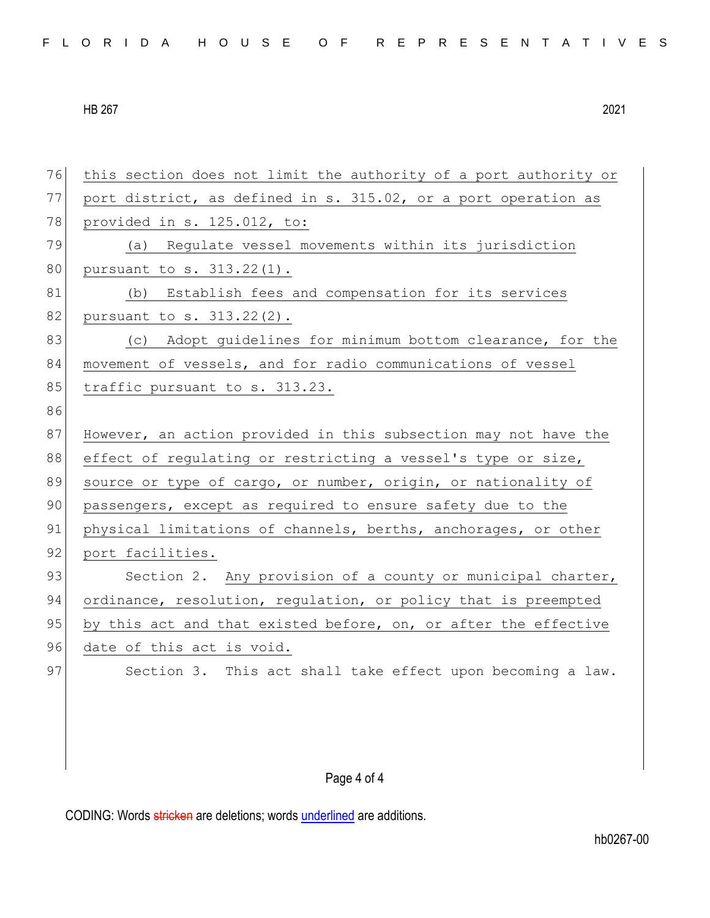this section does not limit the authority of a port authority or port district, as defined in s. 315.02, or a port operation as provided in s. 125.012, to:

(a) Regulate vessel movements within its jurisdiction pursuant to s. 313.22(1).

(b) Establish fees and compensation for its services pursuant to s. 313.22(2).

(c) Adopt guidelines for minimum bottom clearance, for the movement of vessels, and for radio communications of vessel traffic pursuant to s. 313.23.

However, an action provided in this subsection may not have the effect of regulating or restricting a vessel's type or size, source or type of cargo, or number, origin, or nationality of passengers, except as required to ensure safety due to the physical limitations of channels, berths, anchorages, or other port facilities.

Section 2. Any provision of a county or municipal charter, ordinance, resolution, regulation, or policy that is preempted by this act and that existed before, on, or after the effective date of this act is void.

Section 3. This act shall take effect upon becoming a law.